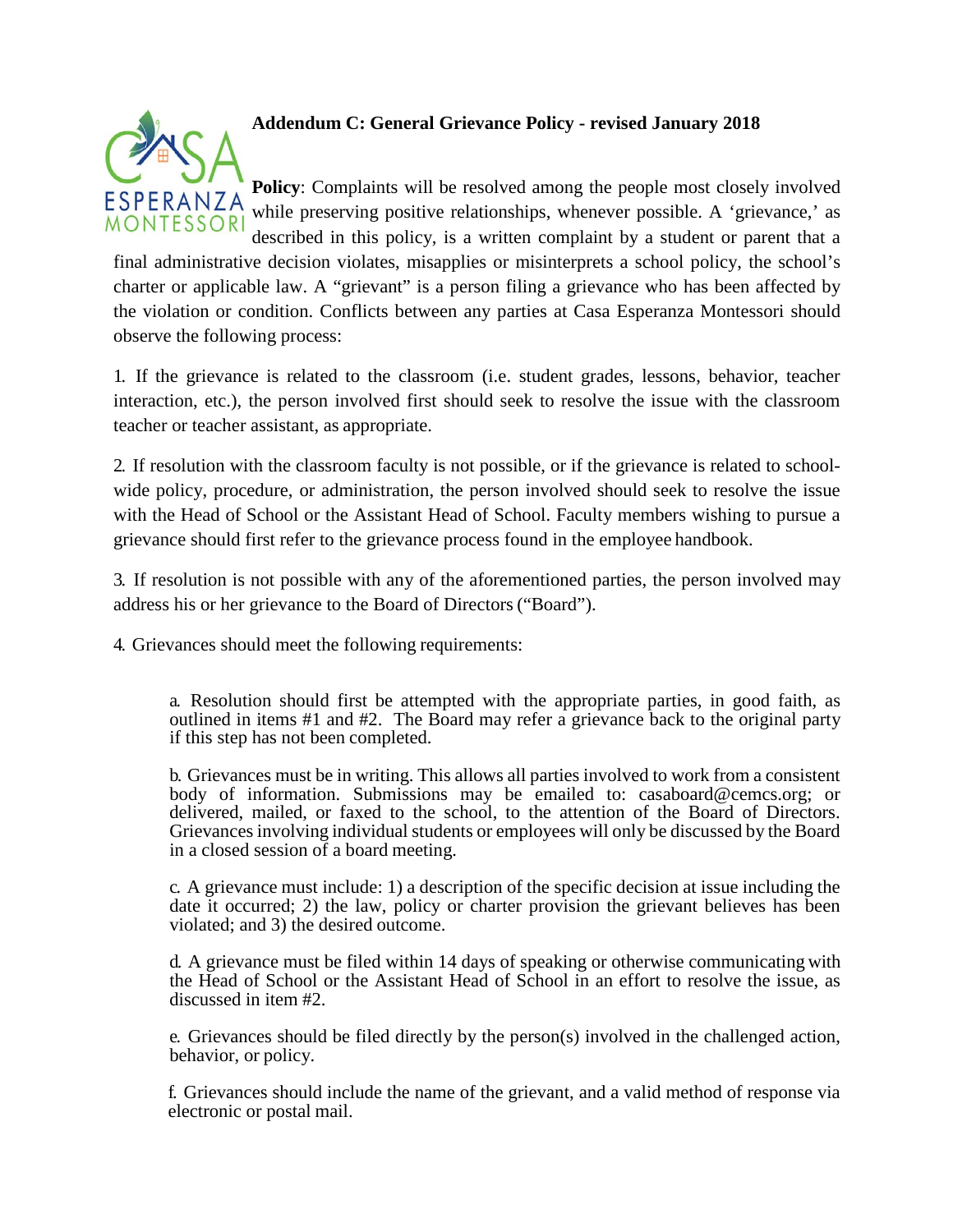**Addendum C: General Grievance Policy - revised January 2018**

**Policy**: Complaints will be resolved among the people most closely involved while preserving positive relationships, whenever possible. A 'grievance,' as described in this policy, is a written complaint by a student or parent that a final administrative decision violates, misapplies or misinterprets a school policy, the school's charter or applicable law. A "grievant" is a person filing a grievance who has been affected by the violation or condition. Conflicts between any parties at Casa Esperanza Montessori should observe the following process:

1. If the grievance is related to the classroom (i.e. student grades, lessons, behavior, teacher interaction, etc.), the person involved first should seek to resolve the issue with the classroom teacher or teacher assistant, as appropriate.

2. If resolution with the classroom faculty is not possible, or if the grievance is related to school-wide policy, procedure, or administration, the person involved should seek to resolve the issue with the Head of School or the Assistant Head of School. Faculty members wishing to pursue a grievance should first refer to the grievance process found in the employee handbook.

3. If resolution is not possible with any of the aforementioned parties, the person involved may address his or her grievance to the Board of Directors ("Board").

4. Grievances should meet the following requirements:

   a. Resolution should first be attempted with the appropriate parties, in good faith, as outlined in items #1 and #2. The Board may refer a grievance back to the original party if this step has not been completed.

   b. Grievances must be in writing. This allows all parties involved to work from a consistent body of information. Submissions may be emailed to: casaboard@cemcs.org; or delivered, mailed, or faxed to the school, to the attention of the Board of Directors. Grievances involving individual students or employees will only be discussed by the Board in a closed session of a board meeting.

   c. A grievance must include: 1) a description of the specific decision at issue including the date it occurred; 2) the law, policy or charter provision the grievant believes has been violated; and 3) the desired outcome.

   d. A grievance must be filed within 14 days of speaking or otherwise communicating with the Head of School or the Assistant Head of School in an effort to resolve the issue, as discussed in item #2.

   e. Grievances should be filed directly by the person(s) involved in the challenged action, behavior, or policy.

   f. Grievances should include the name of the grievant, and a valid method of response via electronic or postal mail.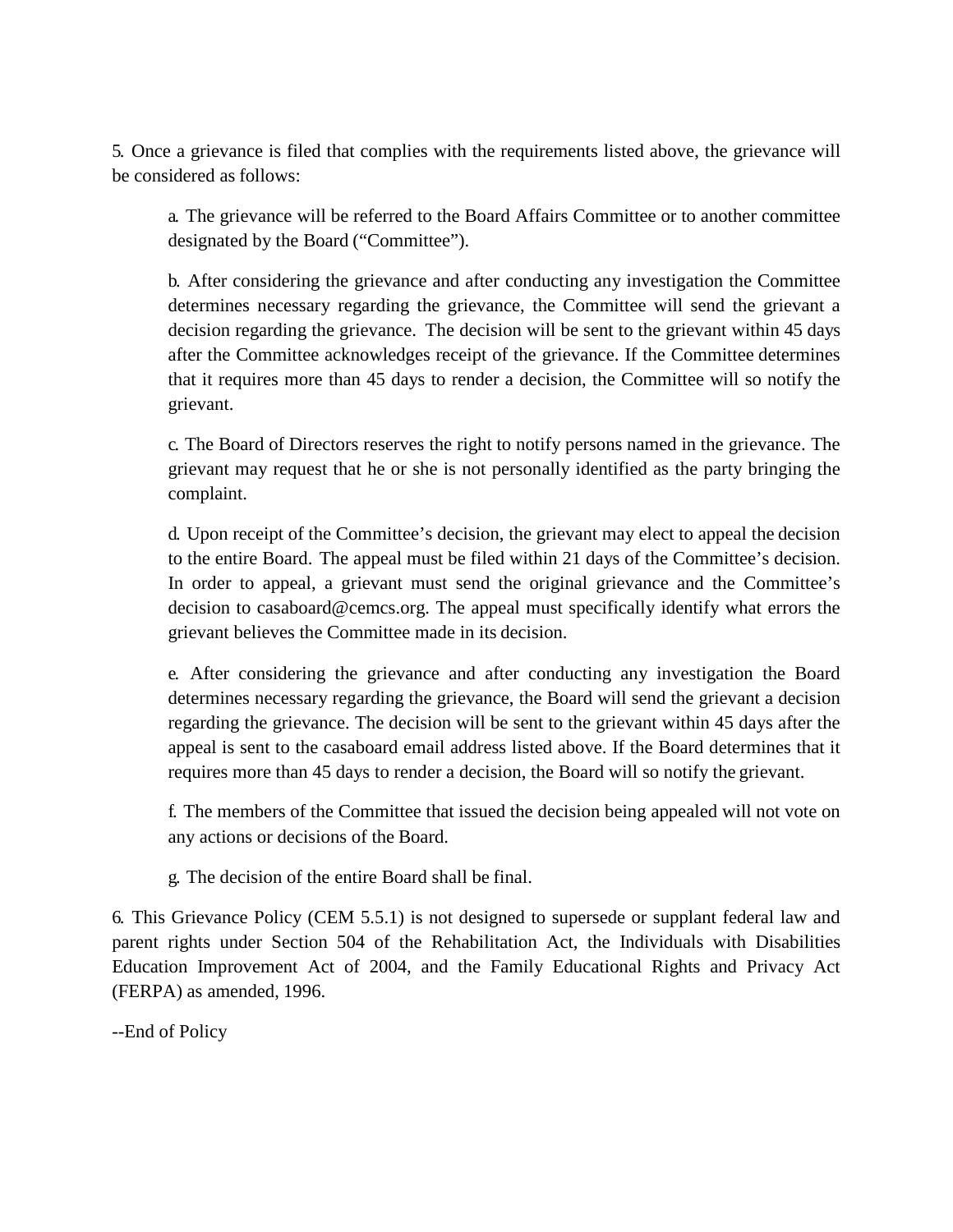5. Once a grievance is filed that complies with the requirements listed above, the grievance will be considered as follows:

a. The grievance will be referred to the Board Affairs Committee or to another committee designated by the Board ("Committee").

b. After considering the grievance and after conducting any investigation the Committee determines necessary regarding the grievance, the Committee will send the grievant a decision regarding the grievance. The decision will be sent to the grievant within 45 days after the Committee acknowledges receipt of the grievance. If the Committee determines that it requires more than 45 days to render a decision, the Committee will so notify the grievant.

c. The Board of Directors reserves the right to notify persons named in the grievance. The grievant may request that he or she is not personally identified as the party bringing the complaint.

d. Upon receipt of the Committee's decision, the grievant may elect to appeal the decision to the entire Board. The appeal must be filed within 21 days of the Committee's decision. In order to appeal, a grievant must send the original grievance and the Committee's decision to casaboard@cemcs.org. The appeal must specifically identify what errors the grievant believes the Committee made in its decision.

e. After considering the grievance and after conducting any investigation the Board determines necessary regarding the grievance, the Board will send the grievant a decision regarding the grievance. The decision will be sent to the grievant within 45 days after the appeal is sent to the casaboard email address listed above. If the Board determines that it requires more than 45 days to render a decision, the Board will so notify the grievant.

f. The members of the Committee that issued the decision being appealed will not vote on any actions or decisions of the Board.

g. The decision of the entire Board shall be final.

6. This Grievance Policy (CEM 5.5.1) is not designed to supersede or supplant federal law and parent rights under Section 504 of the Rehabilitation Act, the Individuals with Disabilities Education Improvement Act of 2004, and the Family Educational Rights and Privacy Act (FERPA) as amended, 1996.

--End of Policy